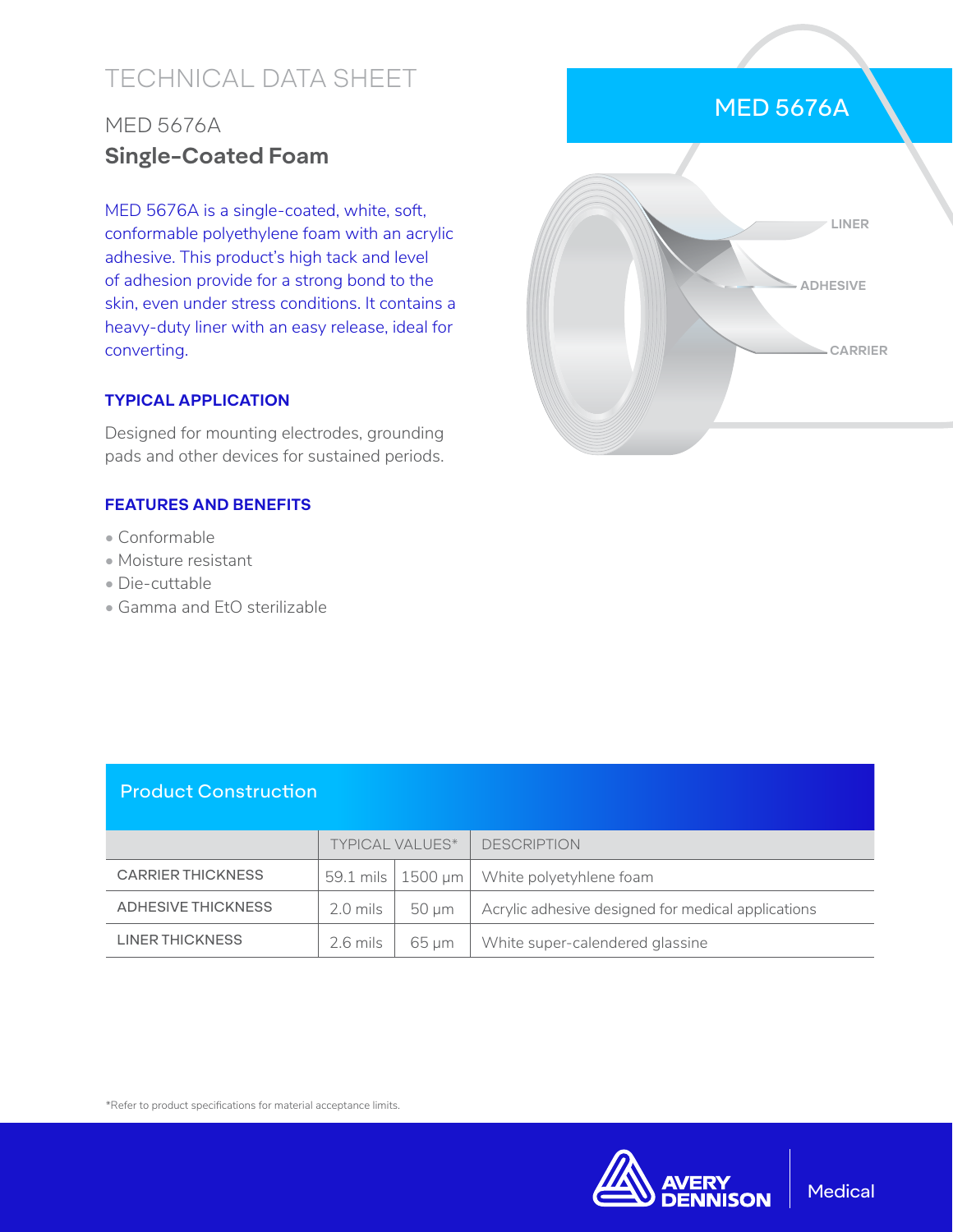# TECHNICAL DATA SHEET

## MED 5676A

## **Single-Coated Foam**

MED 5676A is a single-coated, white, soft, conformable polyethylene foam with an acrylic adhesive. This product's high tack and level of adhesion provide for a strong bond to the skin, even under stress conditions. It contains a heavy-duty liner with an easy release, ideal for converting.

### TYPICAL APPLICATION

Designed for mounting electrodes, grounding pads and other devices for sustained periods.

### FEATURES AND BENEFITS

- Conformable
- Moisture resistant
- Die-cuttable
- Gamma and EtO sterilizable

MED 5676A

LINER

ADHESIVE

CARRIER

## Product Construction

| | TYPICAL VALUES* | | DESCRIPTION |
|---|---|---|---|
| CARRIER THICKNESS | 59.1 mils | 1500 µm | White polyetyhlene foam |
| ADHESIVE THICKNESS | 2.0 mils | 50 µm | Acrylic adhesive designed for medical applications |
| LINER THICKNESS | 2.6 mils | 65 µm | White super-calendered glassine |

*Refer to product specifications for material acceptance limits.

AVERY DENNISON | Medical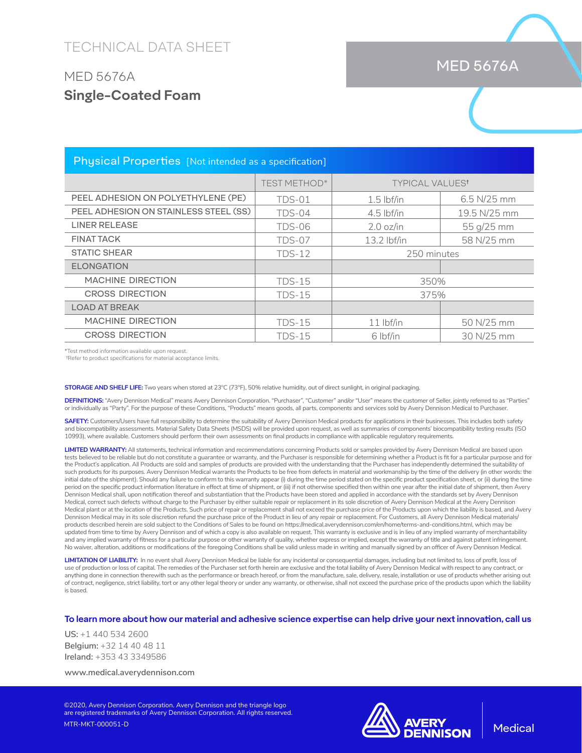# TECHNICAL DATA SHEET

MED 5676A

## Single-Coated Foam

MED 5676A

## Physical Properties [Not intended as a specification]

| | TEST METHOD* | TYPICAL VALUES† | |
|---|---|---|---|
| PEEL ADHESION ON POLYETHYLENE (PE) | TDS-01 | 1.5 lbf/in | 6.5 N/25 mm |
| PEEL ADHESION ON STAINLESS STEEL (SS) | TDS-04 | 4.5 lbf/in | 19.5 N/25 mm |
| LINER RELEASE | TDS-06 | 2.0 oz/in | 55 g/25 mm |
| FINAT TACK | TDS-07 | 13.2 lbf/in | 58 N/25 mm |
| STATIC SHEAR | TDS-12 | 250 minutes | |
| ELONGATION | | | |
| MACHINE DIRECTION | TDS-15 | 350% | |
| CROSS DIRECTION | TDS-15 | 375% | |
| LOAD AT BREAK | | | |
| MACHINE DIRECTION | TDS-15 | 11 lbf/in | 50 N/25 mm |
| CROSS DIRECTION | TDS-15 | 6 lbf/in | 30 N/25 mm |

*Test method information available upon request.
†Refer to product specifications for material acceptance limits.

**STORAGE AND SHELF LIFE:** Two years when stored at 23°C (73°F), 50% relative humidity, out of direct sunlight, in original packaging.

**DEFINITIONS:** "Avery Dennison Medical" means Avery Dennison Corporation. "Purchaser", "Customer" and/or "User" means the customer of Seller, jointly referred to as "Parties" or individually as "Party". For the purpose of these Conditions, "Products" means goods, all parts, components and services sold by Avery Dennison Medical to Purchaser.

**SAFETY:** Customers/Users have full responsibility to determine the suitability of Avery Dennison Medical products for applications in their businesses. This includes both safety and biocompatibility assessments. Material Safety Data Sheets (MSDS) will be provided upon request, as well as summaries of components' biocompatibility testing results (ISO 10993), where available. Customers should perform their own assessments on final products in compliance with applicable regulatory requirements.

**LIMITED WARRANTY:** All statements, technical information and recommendations concerning Products sold or samples provided by Avery Dennison Medical are based upon tests believed to be reliable but do not constitute a guarantee or warranty, and the Purchaser is responsible for determining whether a Product is fit for a particular purpose and for the Product's application. All Products are sold and samples of products are provided with the understanding that the Purchaser has independently determined the suitability of such products for its purposes. Avery Dennison Medical warrants the Products to be free from defects in material and workmanship by the time of the delivery (in other words: the initial date of the shipment). Should any failure to conform to this warranty appear (i) during the time period stated on the specific product specification sheet, or (ii) during the time period on the specific product information literature in effect at time of shipment, or (iii) if not otherwise specified then within one year after the initial date of shipment, then Avery Dennison Medical shall, upon notification thereof and substantiation that the Products have been stored and applied in accordance with the standards set by Avery Dennison Medical, correct such defects without charge to the Purchaser by either suitable repair or replacement in its sole discretion of Avery Dennison Medical at the Avery Dennison Medical plant or at the location of the Products. Such price of repair or replacement shall not exceed the purchase price of the Products upon which the liability is based, and Avery Dennison Medical may in its sole discretion refund the purchase price of the Product in lieu of any repair or replacement. For Customers, all Avery Dennison Medical materials/ products described herein are sold subject to the Conditions of Sales to be found on https://medical.averydennison.com/en/home/terms-and-conditions.html, which may be updated from time to time by Avery Dennison and of which a copy is also available on request. This warranty is exclusive and is in lieu of any implied warranty of merchantability and any implied warranty of fitness for a particular purpose or other warranty of quality, whether express or implied, except the warranty of title and against patent infringement. No waiver, alteration, additions or modifications of the foregoing Conditions shall be valid unless made in writing and manually signed by an officer of Avery Dennison Medical.

**LIMITATION OF LIABILITY:** In no event shall Avery Dennison Medical be liable for any incidental or consequential damages, including but not limited to, loss of profit, loss of use of production or loss of capital. The remedies of the Purchaser set forth herein are exclusive and the total liability of Avery Dennison Medical with respect to any contract, or anything done in connection therewith such as the performance or breach hereof, or from the manufacture, sale, delivery, resale, installation or use of products whether arising out of contract, negligence, strict liability, tort or any other legal theory or under any warranty, or otherwise, shall not exceed the purchase price of the products upon which the liability is based.

**To learn more about how our material and adhesive science expertise can help drive your next innovation, call us**

**US:** +1 440 534 2600
**Belgium:** +32 14 40 48 11
**Ireland:** +353 43 3349586

www.medical.averydennison.com

©2020, Avery Dennison Corporation. Avery Dennison and the triangle logo are registered trademarks of Avery Dennison Corporation. All rights reserved.

MTR-MKT-000051-D

AVERY DENNISON Medical